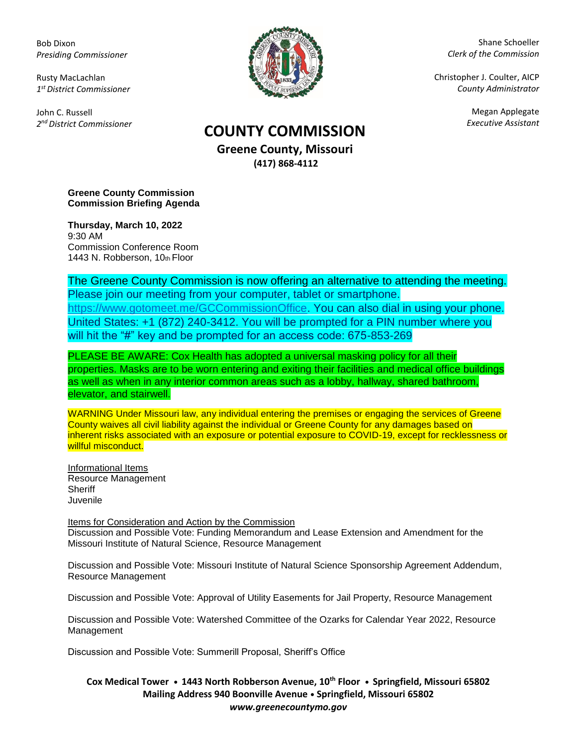Bob Dixon
*Presiding Commissioner*

Rusty MacLachlan
*1st District Commissioner*

John C. Russell
*2nd District Commissioner*

Shane Schoeller
*Clerk of the Commission*

Christopher J. Coulter, AICP
*County Administrator*

Megan Applegate
*Executive Assistant*

# COUNTY COMMISSION

## Greene County, Missouri

**(417) 868-4112**

**Greene County Commission**
**Commission Briefing Agenda**

**Thursday, March 10, 2022**
9:30 AM
Commission Conference Room
1443 N. Robberson, 10th Floor

The Greene County Commission is now offering an alternative to attending the meeting. Please join our meeting from your computer, tablet or smartphone. https://www.gotomeet.me/GCCommissionOffice. You can also dial in using your phone. United States: +1 (872) 240-3412. You will be prompted for a PIN number where you will hit the "#" key and be prompted for an access code: 675-853-269

PLEASE BE AWARE: Cox Health has adopted a universal masking policy for all their properties. Masks are to be worn entering and exiting their facilities and medical office buildings as well as when in any interior common areas such as a lobby, hallway, shared bathroom, elevator, and stairwell.

WARNING Under Missouri law, any individual entering the premises or engaging the services of Greene County waives all civil liability against the individual or Greene County for any damages based on inherent risks associated with an exposure or potential exposure to COVID-19, except for recklessness or willful misconduct.

Informational Items
Resource Management
Sheriff
Juvenile

Items for Consideration and Action by the Commission
Discussion and Possible Vote: Funding Memorandum and Lease Extension and Amendment for the Missouri Institute of Natural Science, Resource Management

Discussion and Possible Vote: Missouri Institute of Natural Science Sponsorship Agreement Addendum, Resource Management

Discussion and Possible Vote: Approval of Utility Easements for Jail Property, Resource Management

Discussion and Possible Vote: Watershed Committee of the Ozarks for Calendar Year 2022, Resource Management

Discussion and Possible Vote: Summerill Proposal, Sheriff's Office

**Cox Medical Tower • 1443 North Robberson Avenue, 10th Floor • Springfield, Missouri 65802**
**Mailing Address 940 Boonville Avenue • Springfield, Missouri 65802**
***www.greenecountymo.gov***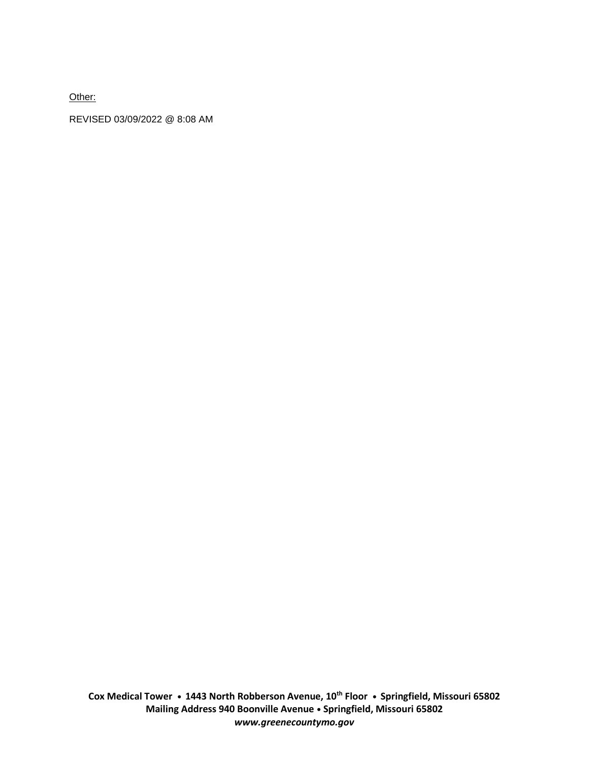Other:

REVISED 03/09/2022 @ 8:08 AM